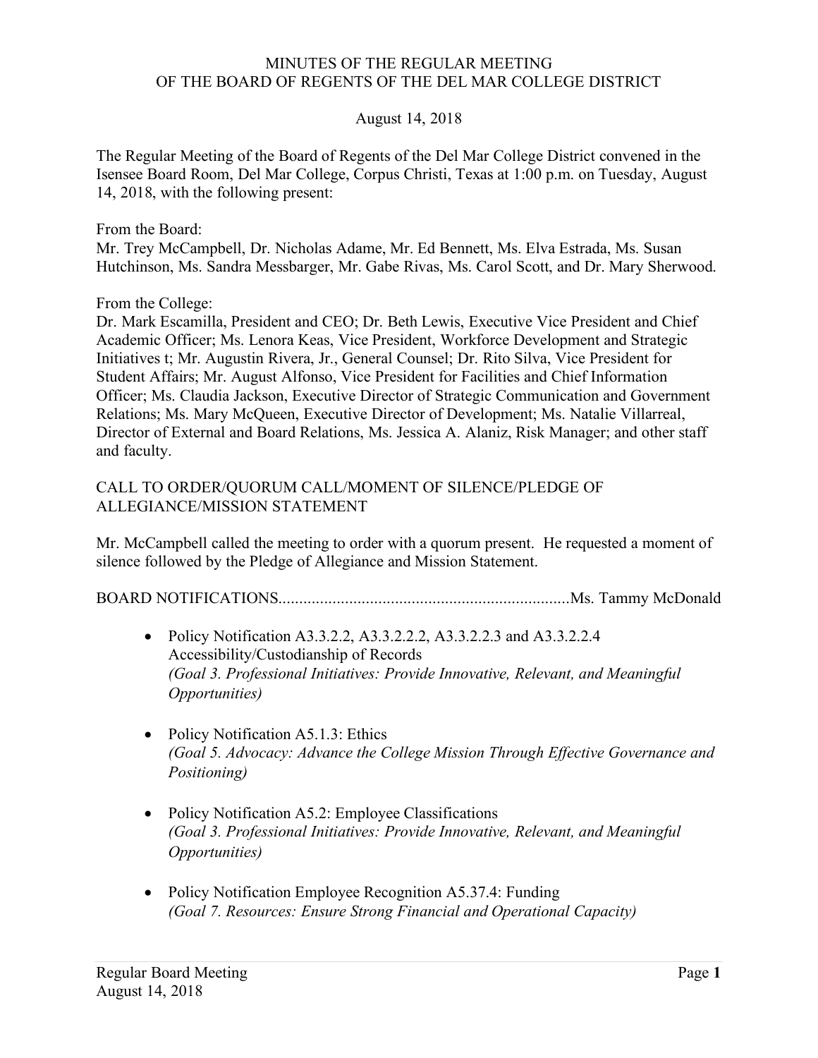# MINUTES OF THE REGULAR MEETING OF THE BOARD OF REGENTS OF THE DEL MAR COLLEGE DISTRICT

August 14, 2018

The Regular Meeting of the Board of Regents of the Del Mar College District convened in the Isensee Board Room, Del Mar College, Corpus Christi, Texas at 1:00 p.m. on Tuesday, August 14, 2018, with the following present:

From the Board:
Mr. Trey McCampbell, Dr. Nicholas Adame, Mr. Ed Bennett, Ms. Elva Estrada, Ms. Susan Hutchinson, Ms. Sandra Messbarger, Mr. Gabe Rivas, Ms. Carol Scott, and Dr. Mary Sherwood.

From the College:
Dr. Mark Escamilla, President and CEO; Dr. Beth Lewis, Executive Vice President and Chief Academic Officer; Ms. Lenora Keas, Vice President, Workforce Development and Strategic Initiatives t; Mr. Augustin Rivera, Jr., General Counsel; Dr. Rito Silva, Vice President for Student Affairs; Mr. August Alfonso, Vice President for Facilities and Chief Information Officer; Ms. Claudia Jackson, Executive Director of Strategic Communication and Government Relations; Ms. Mary McQueen, Executive Director of Development; Ms. Natalie Villarreal, Director of External and Board Relations, Ms. Jessica A. Alaniz, Risk Manager; and other staff and faculty.

## CALL TO ORDER/QUORUM CALL/MOMENT OF SILENCE/PLEDGE OF ALLEGIANCE/MISSION STATEMENT

Mr. McCampbell called the meeting to order with a quorum present. He requested a moment of silence followed by the Pledge of Allegiance and Mission Statement.

## BOARD NOTIFICATIONS......................................................................Ms. Tammy McDonald

- Policy Notification A3.3.2.2, A3.3.2.2.2, A3.3.2.2.3 and A3.3.2.2.4 Accessibility/Custodianship of Records
  *(Goal 3. Professional Initiatives: Provide Innovative, Relevant, and Meaningful Opportunities)*

- Policy Notification A5.1.3: Ethics
  *(Goal 5. Advocacy: Advance the College Mission Through Effective Governance and Positioning)*

- Policy Notification A5.2: Employee Classifications
  *(Goal 3. Professional Initiatives: Provide Innovative, Relevant, and Meaningful Opportunities)*

- Policy Notification Employee Recognition A5.37.4: Funding
  *(Goal 7. Resources: Ensure Strong Financial and Operational Capacity)*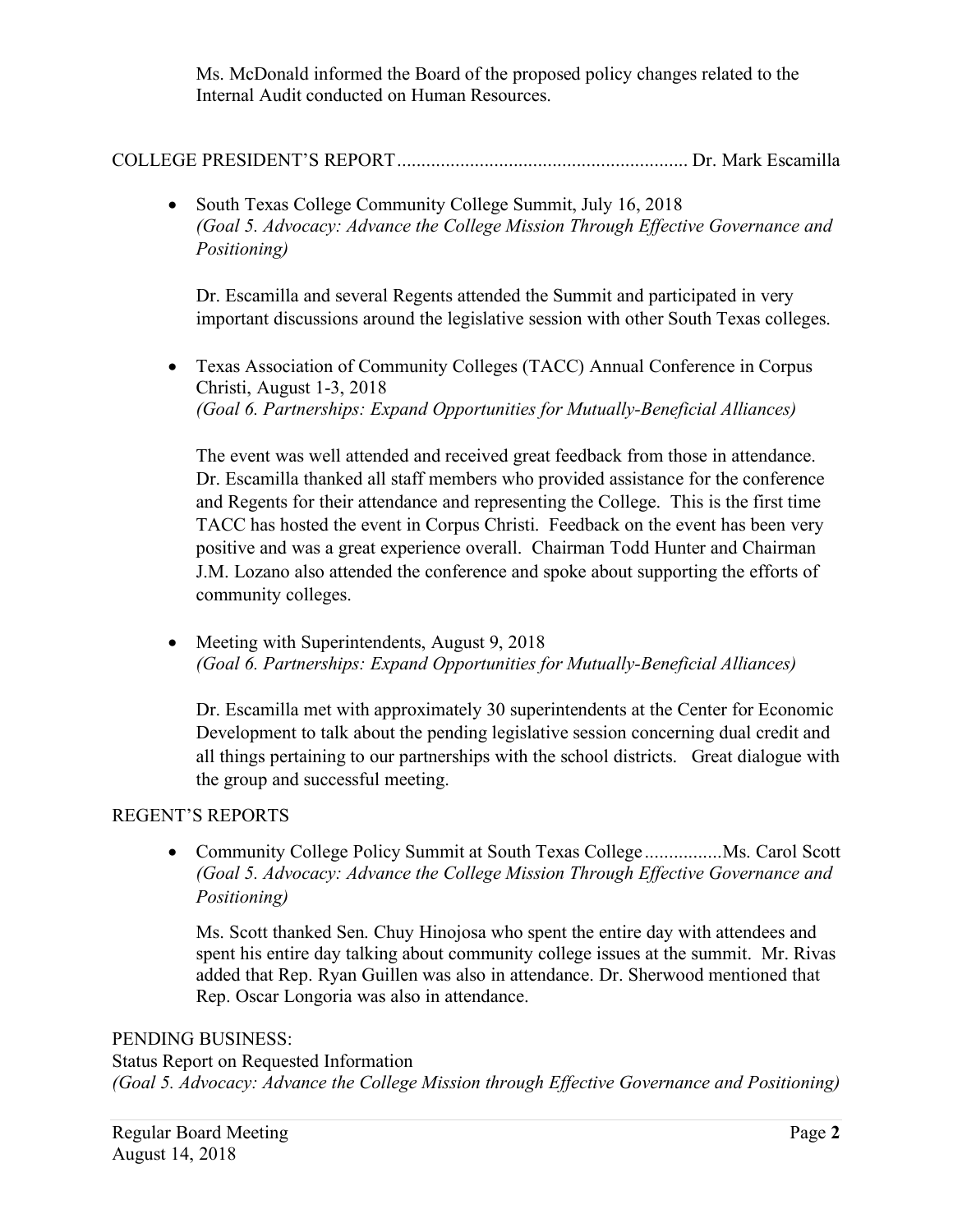Ms. McDonald informed the Board of the proposed policy changes related to the Internal Audit conducted on Human Resources.

COLLEGE PRESIDENT'S REPORT............................................................ Dr. Mark Escamilla

- South Texas College Community College Summit, July 16, 2018
  *(Goal 5. Advocacy: Advance the College Mission Through Effective Governance and Positioning)*

  Dr. Escamilla and several Regents attended the Summit and participated in very important discussions around the legislative session with other South Texas colleges.

- Texas Association of Community Colleges (TACC) Annual Conference in Corpus Christi, August 1-3, 2018
  *(Goal 6. Partnerships: Expand Opportunities for Mutually-Beneficial Alliances)*

  The event was well attended and received great feedback from those in attendance. Dr. Escamilla thanked all staff members who provided assistance for the conference and Regents for their attendance and representing the College. This is the first time TACC has hosted the event in Corpus Christi. Feedback on the event has been very positive and was a great experience overall. Chairman Todd Hunter and Chairman J.M. Lozano also attended the conference and spoke about supporting the efforts of community colleges.

- Meeting with Superintendents, August 9, 2018
  *(Goal 6. Partnerships: Expand Opportunities for Mutually-Beneficial Alliances)*

  Dr. Escamilla met with approximately 30 superintendents at the Center for Economic Development to talk about the pending legislative session concerning dual credit and all things pertaining to our partnerships with the school districts. Great dialogue with the group and successful meeting.

REGENT'S REPORTS

- Community College Policy Summit at South Texas College................Ms. Carol Scott
  *(Goal 5. Advocacy: Advance the College Mission Through Effective Governance and Positioning)*

  Ms. Scott thanked Sen. Chuy Hinojosa who spent the entire day with attendees and spent his entire day talking about community college issues at the summit. Mr. Rivas added that Rep. Ryan Guillen was also in attendance. Dr. Sherwood mentioned that Rep. Oscar Longoria was also in attendance.

PENDING BUSINESS:
Status Report on Requested Information
*(Goal 5. Advocacy: Advance the College Mission through Effective Governance and Positioning)*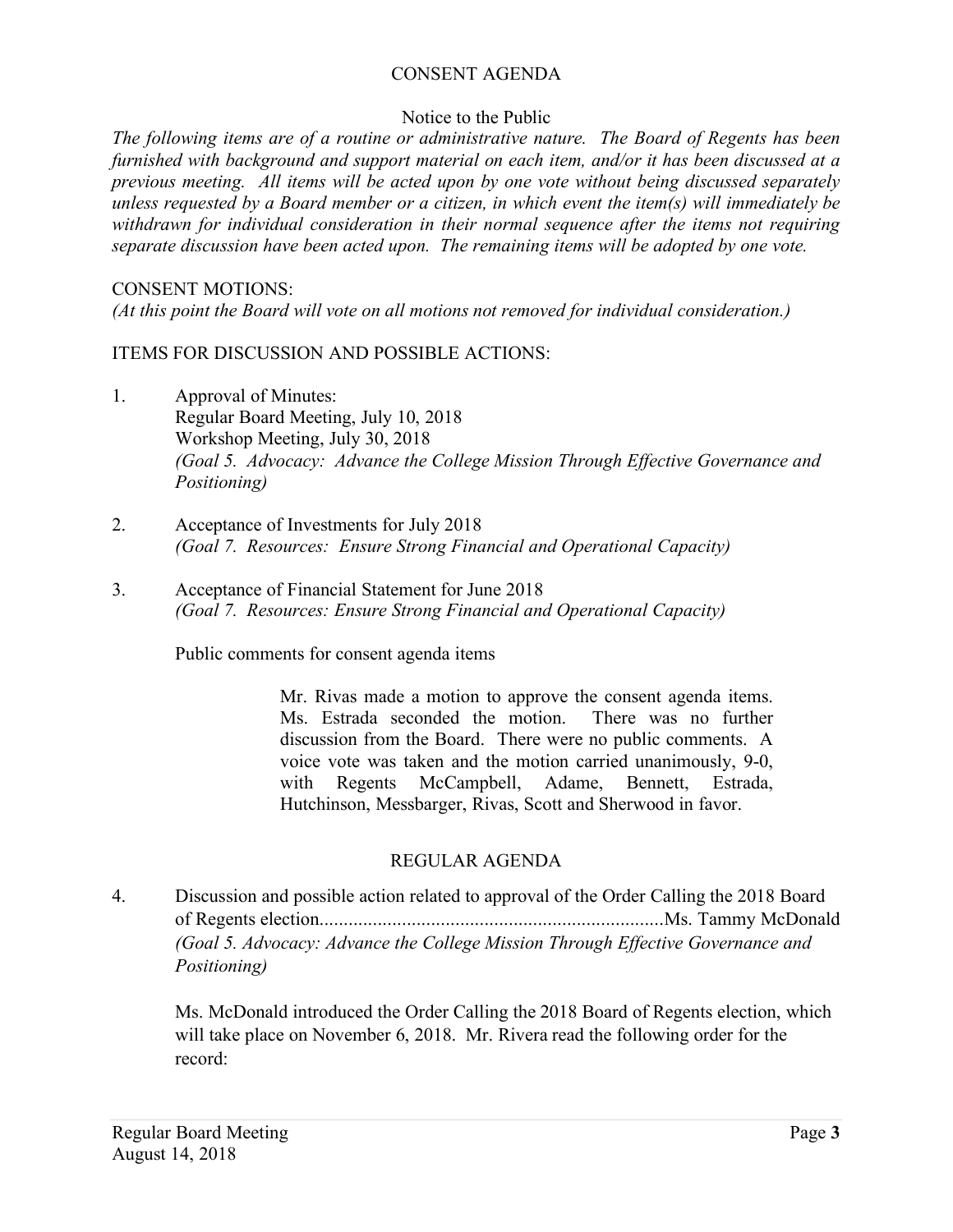## CONSENT AGENDA

Notice to the Public

*The following items are of a routine or administrative nature. The Board of Regents has been furnished with background and support material on each item, and/or it has been discussed at a previous meeting. All items will be acted upon by one vote without being discussed separately unless requested by a Board member or a citizen, in which event the item(s) will immediately be withdrawn for individual consideration in their normal sequence after the items not requiring separate discussion have been acted upon. The remaining items will be adopted by one vote.*

CONSENT MOTIONS:
*(At this point the Board will vote on all motions not removed for individual consideration.)*

ITEMS FOR DISCUSSION AND POSSIBLE ACTIONS:

1. Approval of Minutes:
   Regular Board Meeting, July 10, 2018
   Workshop Meeting, July 30, 2018
   *(Goal 5. Advocacy: Advance the College Mission Through Effective Governance and Positioning)*

2. Acceptance of Investments for July 2018
   *(Goal 7. Resources: Ensure Strong Financial and Operational Capacity)*

3. Acceptance of Financial Statement for June 2018
   *(Goal 7. Resources: Ensure Strong Financial and Operational Capacity)*

   Public comments for consent agenda items

   > Mr. Rivas made a motion to approve the consent agenda items. Ms. Estrada seconded the motion. There was no further discussion from the Board. There were no public comments. A voice vote was taken and the motion carried unanimously, 9-0, with Regents McCampbell, Adame, Bennett, Estrada, Hutchinson, Messbarger, Rivas, Scott and Sherwood in favor.

## REGULAR AGENDA

4. Discussion and possible action related to approval of the Order Calling the 2018 Board of Regents election.......................................................................Ms. Tammy McDonald
   *(Goal 5. Advocacy: Advance the College Mission Through Effective Governance and Positioning)*

   Ms. McDonald introduced the Order Calling the 2018 Board of Regents election, which will take place on November 6, 2018. Mr. Rivera read the following order for the record: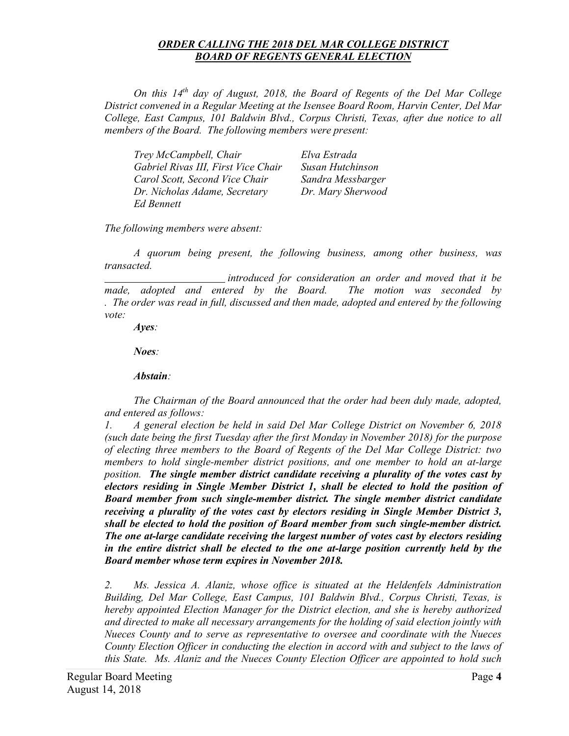***ORDER CALLING THE 2018 DEL MAR COLLEGE DISTRICT BOARD OF REGENTS GENERAL ELECTION***

*On this 14th day of August, 2018, the Board of Regents of the Del Mar College District convened in a Regular Meeting at the Isensee Board Room, Harvin Center, Del Mar College, East Campus, 101 Baldwin Blvd., Corpus Christi, Texas, after due notice to all members of the Board. The following members were present:*

| | |
|---|---|
| *Trey McCampbell, Chair* | *Elva Estrada* |
| *Gabriel Rivas III, First Vice Chair* | *Susan Hutchinson* |
| *Carol Scott, Second Vice Chair* | *Sandra Messbarger* |
| *Dr. Nicholas Adame, Secretary* | *Dr. Mary Sherwood* |
| *Ed Bennett* | |

*The following members were absent:*

*A quorum being present, the following business, among other business, was transacted.*

\_\_\_\_\_\_\_\_\_\_\_\_\_\_\_\_\_\_\_\_\_\_\_\_ *introduced for consideration an order and moved that it be made, adopted and entered by the Board. The motion was seconded by . The order was read in full, discussed and then made, adopted and entered by the following vote:*

***Ayes**:*

***Noes**:*

***Abstain**:*

*The Chairman of the Board announced that the order had been duly made, adopted, and entered as follows:*

*1. A general election be held in said Del Mar College District on November 6, 2018 (such date being the first Tuesday after the first Monday in November 2018) for the purpose of electing three members to the Board of Regents of the Del Mar College District: two members to hold single-member district positions, and one member to hold an at-large position.* ***The single member district candidate receiving a plurality of the votes cast by electors residing in Single Member District 1, shall be elected to hold the position of Board member from such single-member district. The single member district candidate receiving a plurality of the votes cast by electors residing in Single Member District 3, shall be elected to hold the position of Board member from such single-member district. The one at-large candidate receiving the largest number of votes cast by electors residing in the entire district shall be elected to the one at-large position currently held by the Board member whose term expires in November 2018.***

*2. Ms. Jessica A. Alaniz, whose office is situated at the Heldenfels Administration Building, Del Mar College, East Campus, 101 Baldwin Blvd., Corpus Christi, Texas, is hereby appointed Election Manager for the District election, and she is hereby authorized and directed to make all necessary arrangements for the holding of said election jointly with Nueces County and to serve as representative to oversee and coordinate with the Nueces County Election Officer in conducting the election in accord with and subject to the laws of this State. Ms. Alaniz and the Nueces County Election Officer are appointed to hold such*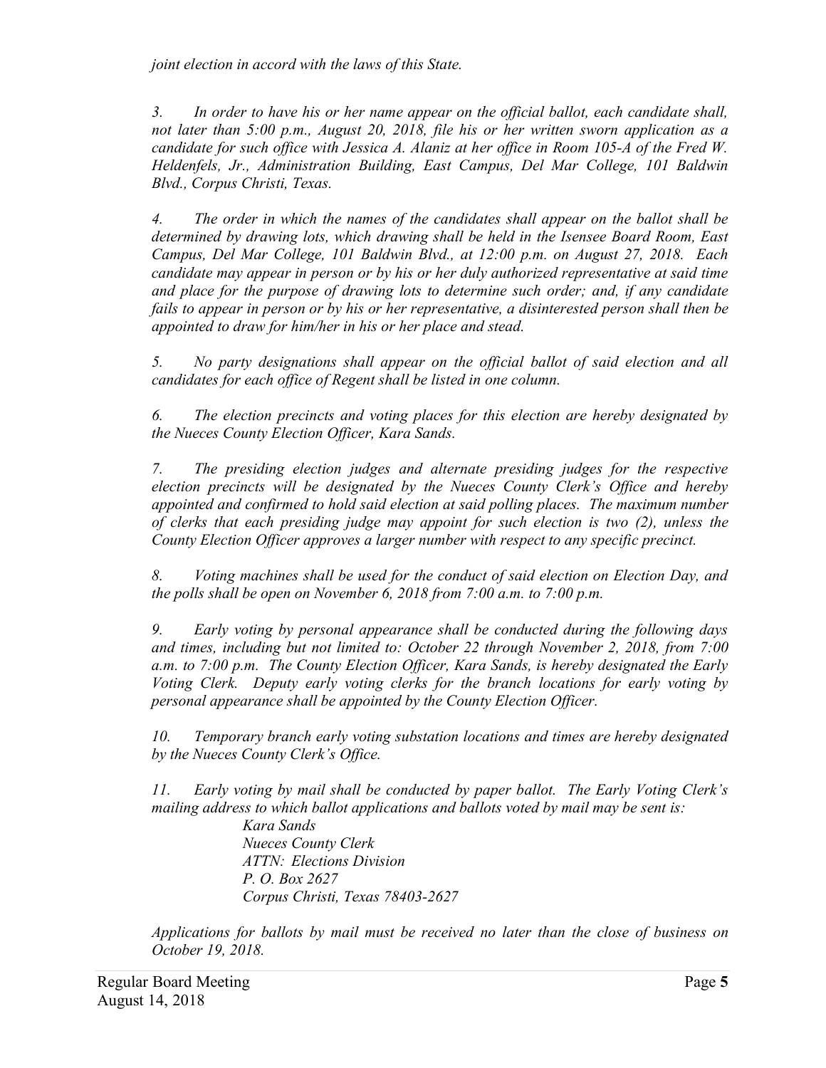*joint election in accord with the laws of this State.*

*3. In order to have his or her name appear on the official ballot, each candidate shall, not later than 5:00 p.m., August 20, 2018, file his or her written sworn application as a candidate for such office with Jessica A. Alaniz at her office in Room 105-A of the Fred W. Heldenfels, Jr., Administration Building, East Campus, Del Mar College, 101 Baldwin Blvd., Corpus Christi, Texas.*

*4. The order in which the names of the candidates shall appear on the ballot shall be determined by drawing lots, which drawing shall be held in the Isensee Board Room, East Campus, Del Mar College, 101 Baldwin Blvd., at 12:00 p.m. on August 27, 2018. Each candidate may appear in person or by his or her duly authorized representative at said time and place for the purpose of drawing lots to determine such order; and, if any candidate fails to appear in person or by his or her representative, a disinterested person shall then be appointed to draw for him/her in his or her place and stead.*

*5. No party designations shall appear on the official ballot of said election and all candidates for each office of Regent shall be listed in one column.*

*6. The election precincts and voting places for this election are hereby designated by the Nueces County Election Officer, Kara Sands.*

*7. The presiding election judges and alternate presiding judges for the respective election precincts will be designated by the Nueces County Clerk's Office and hereby appointed and confirmed to hold said election at said polling places. The maximum number of clerks that each presiding judge may appoint for such election is two (2), unless the County Election Officer approves a larger number with respect to any specific precinct.*

*8. Voting machines shall be used for the conduct of said election on Election Day, and the polls shall be open on November 6, 2018 from 7:00 a.m. to 7:00 p.m.*

*9. Early voting by personal appearance shall be conducted during the following days and times, including but not limited to: October 22 through November 2, 2018, from 7:00 a.m. to 7:00 p.m. The County Election Officer, Kara Sands, is hereby designated the Early Voting Clerk. Deputy early voting clerks for the branch locations for early voting by personal appearance shall be appointed by the County Election Officer.*

*10. Temporary branch early voting substation locations and times are hereby designated by the Nueces County Clerk's Office.*

*11. Early voting by mail shall be conducted by paper ballot. The Early Voting Clerk's mailing address to which ballot applications and ballots voted by mail may be sent is:*

*Kara Sands*
*Nueces County Clerk*
*ATTN: Elections Division*
*P. O. Box 2627*
*Corpus Christi, Texas 78403-2627*

*Applications for ballots by mail must be received no later than the close of business on October 19, 2018.*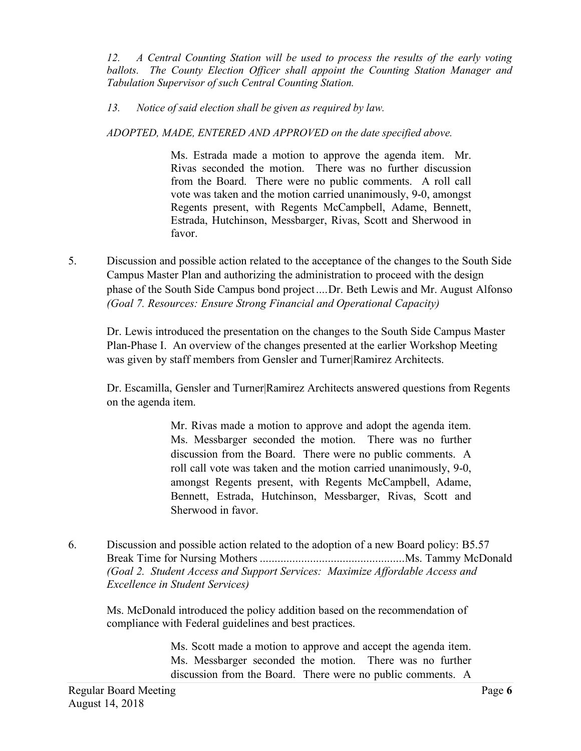*12. A Central Counting Station will be used to process the results of the early voting ballots. The County Election Officer shall appoint the Counting Station Manager and Tabulation Supervisor of such Central Counting Station.*

*13. Notice of said election shall be given as required by law.*

*ADOPTED, MADE, ENTERED AND APPROVED on the date specified above.*

> Ms. Estrada made a motion to approve the agenda item. Mr. Rivas seconded the motion. There was no further discussion from the Board. There were no public comments. A roll call vote was taken and the motion carried unanimously, 9-0, amongst Regents present, with Regents McCampbell, Adame, Bennett, Estrada, Hutchinson, Messbarger, Rivas, Scott and Sherwood in favor.

5. Discussion and possible action related to the acceptance of the changes to the South Side Campus Master Plan and authorizing the administration to proceed with the design phase of the South Side Campus bond project....Dr. Beth Lewis and Mr. August Alfonso *(Goal 7. Resources: Ensure Strong Financial and Operational Capacity)*

   Dr. Lewis introduced the presentation on the changes to the South Side Campus Master Plan-Phase I. An overview of the changes presented at the earlier Workshop Meeting was given by staff members from Gensler and Turner|Ramirez Architects.

   Dr. Escamilla, Gensler and Turner|Ramirez Architects answered questions from Regents on the agenda item.

   > Mr. Rivas made a motion to approve and adopt the agenda item. Ms. Messbarger seconded the motion. There was no further discussion from the Board. There were no public comments. A roll call vote was taken and the motion carried unanimously, 9-0, amongst Regents present, with Regents McCampbell, Adame, Bennett, Estrada, Hutchinson, Messbarger, Rivas, Scott and Sherwood in favor.

6. Discussion and possible action related to the adoption of a new Board policy: B5.57 Break Time for Nursing Mothers ................................................Ms. Tammy McDonald *(Goal 2. Student Access and Support Services: Maximize Affordable Access and Excellence in Student Services)*

   Ms. McDonald introduced the policy addition based on the recommendation of compliance with Federal guidelines and best practices.

   > Ms. Scott made a motion to approve and accept the agenda item. Ms. Messbarger seconded the motion. There was no further discussion from the Board. There were no public comments. A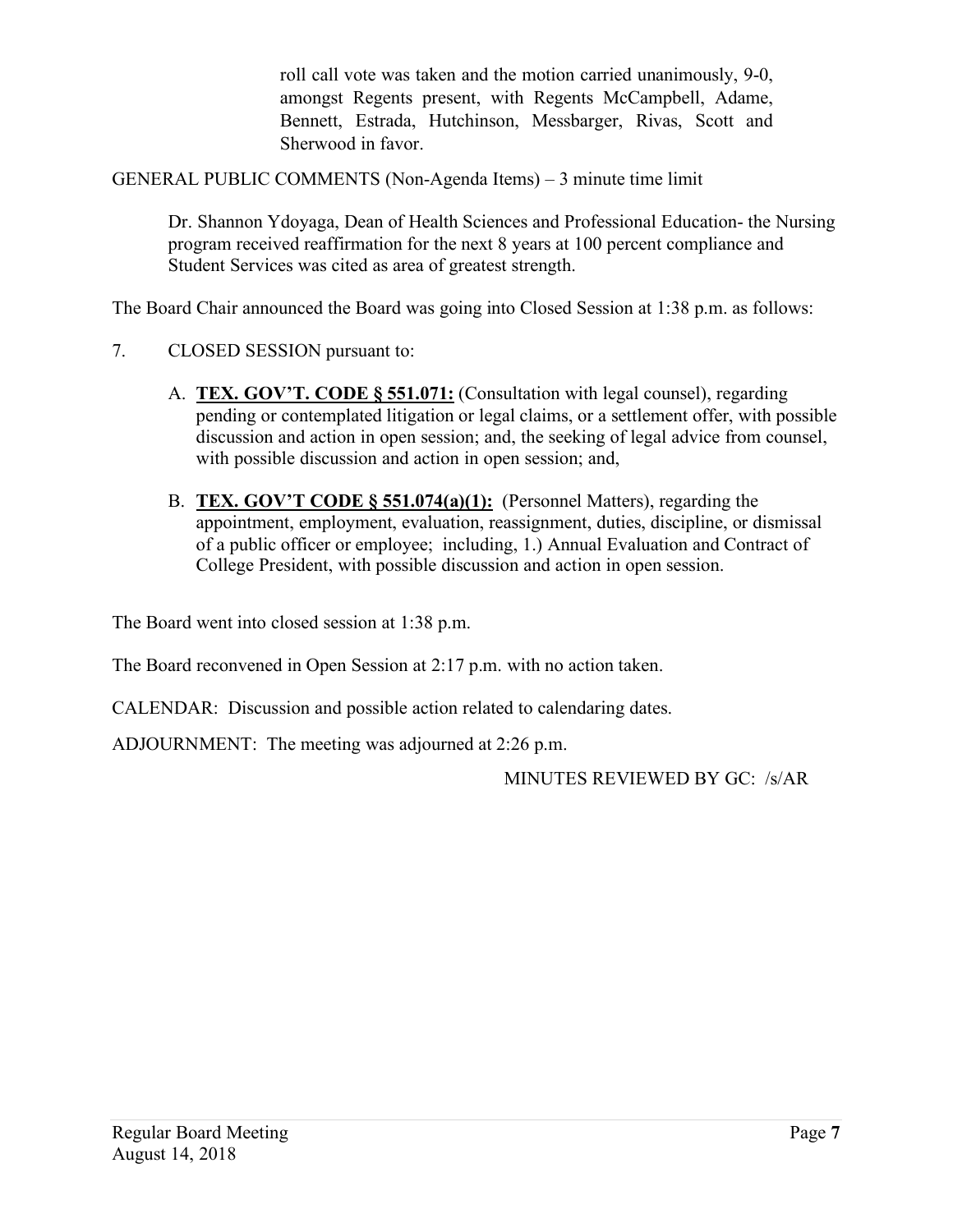roll call vote was taken and the motion carried unanimously, 9-0, amongst Regents present, with Regents McCampbell, Adame, Bennett, Estrada, Hutchinson, Messbarger, Rivas, Scott and Sherwood in favor.

GENERAL PUBLIC COMMENTS (Non-Agenda Items) – 3 minute time limit

Dr. Shannon Ydoyaga, Dean of Health Sciences and Professional Education- the Nursing program received reaffirmation for the next 8 years at 100 percent compliance and Student Services was cited as area of greatest strength.

The Board Chair announced the Board was going into Closed Session at 1:38 p.m. as follows:

7. CLOSED SESSION pursuant to:

   A. **TEX. GOV'T. CODE § 551.071:** (Consultation with legal counsel), regarding pending or contemplated litigation or legal claims, or a settlement offer, with possible discussion and action in open session; and, the seeking of legal advice from counsel, with possible discussion and action in open session; and,

   B. **TEX. GOV'T CODE § 551.074(a)(1):** (Personnel Matters), regarding the appointment, employment, evaluation, reassignment, duties, discipline, or dismissal of a public officer or employee; including, 1.) Annual Evaluation and Contract of College President, with possible discussion and action in open session.

The Board went into closed session at 1:38 p.m.

The Board reconvened in Open Session at 2:17 p.m. with no action taken.

CALENDAR: Discussion and possible action related to calendaring dates.

ADJOURNMENT: The meeting was adjourned at 2:26 p.m.

MINUTES REVIEWED BY GC: /s/AR